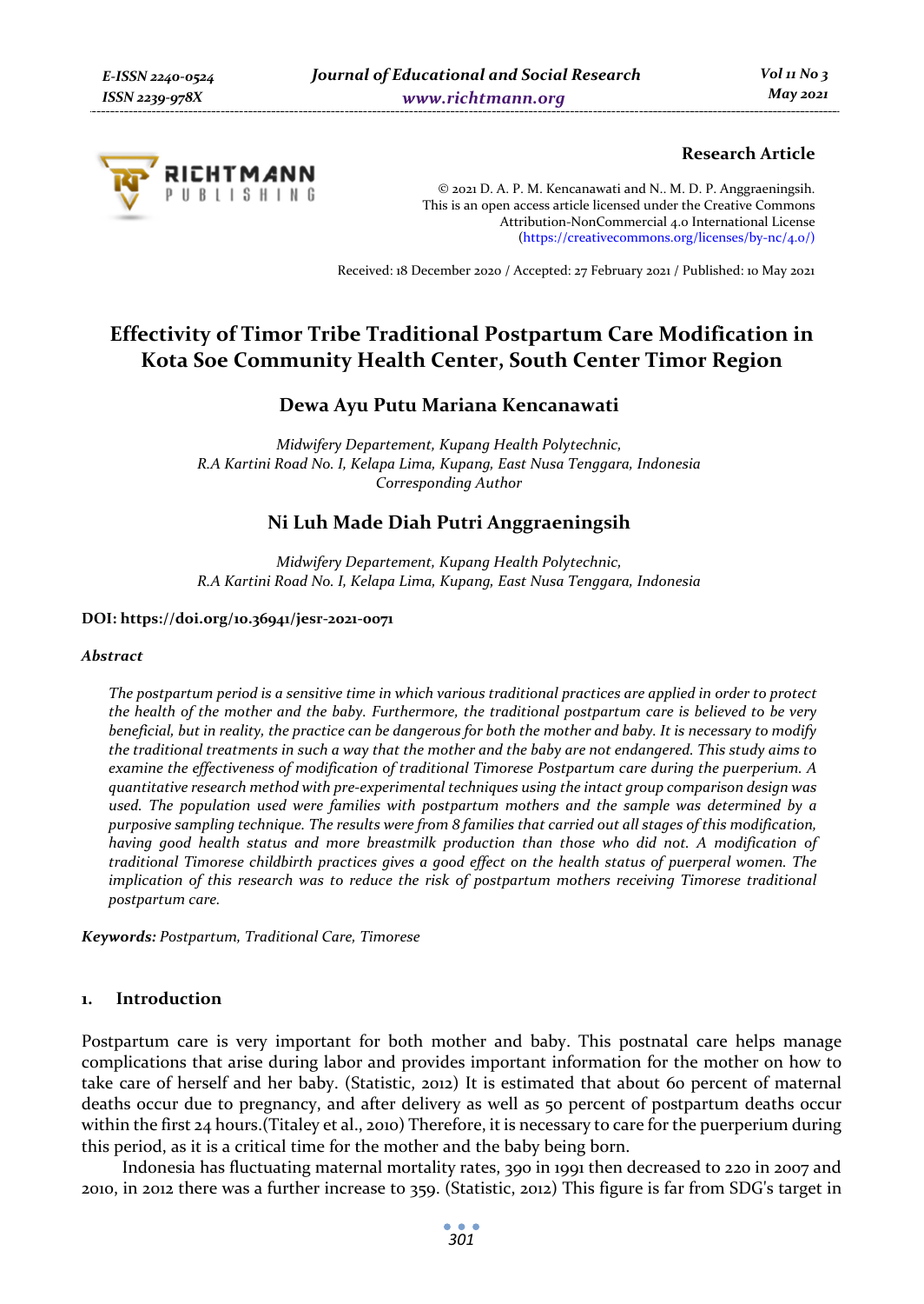**Research Article**

© 2021 D. A. P. M. Kencanawati and N.. M. D. P. Anggraeningsih.
This is an open access article licensed under the Creative Commons Attribution-NonCommercial 4.0 International License (https://creativecommons.org/licenses/by-nc/4.0/)

Received: 18 December 2020 / Accepted: 27 February 2021 / Published: 10 May 2021

# Effectivity of Timor Tribe Traditional Postpartum Care Modification in Kota Soe Community Health Center, South Center Timor Region

## Dewa Ayu Putu Mariana Kencanawati

*Midwifery Departement, Kupang Health Polytechnic,*
*R.A Kartini Road No. I, Kelapa Lima, Kupang, East Nusa Tenggara, Indonesia*
*Corresponding Author*

## Ni Luh Made Diah Putri Anggraeningsih

*Midwifery Departement, Kupang Health Polytechnic,*
*R.A Kartini Road No. I, Kelapa Lima, Kupang, East Nusa Tenggara, Indonesia*

**DOI: https://doi.org/10.36941/jesr-2021-0071**

***Abstract***

*The postpartum period is a sensitive time in which various traditional practices are applied in order to protect the health of the mother and the baby. Furthermore, the traditional postpartum care is believed to be very beneficial, but in reality, the practice can be dangerous for both the mother and baby. It is necessary to modify the traditional treatments in such a way that the mother and the baby are not endangered. This study aims to examine the effectiveness of modification of traditional Timorese Postpartum care during the puerperium. A quantitative research method with pre-experimental techniques using the intact group comparison design was used. The population used were families with postpartum mothers and the sample was determined by a purposive sampling technique. The results were from 8 families that carried out all stages of this modification, having good health status and more breastmilk production than those who did not. A modification of traditional Timorese childbirth practices gives a good effect on the health status of puerperal women. The implication of this research was to reduce the risk of postpartum mothers receiving Timorese traditional postpartum care.*

**Keywords:** *Postpartum, Traditional Care, Timorese*

## 1. Introduction

Postpartum care is very important for both mother and baby. This postnatal care helps manage complications that arise during labor and provides important information for the mother on how to take care of herself and her baby. (Statistic, 2012) It is estimated that about 60 percent of maternal deaths occur due to pregnancy, and after delivery as well as 50 percent of postpartum deaths occur within the first 24 hours.(Titaley et al., 2010) Therefore, it is necessary to care for the puerperium during this period, as it is a critical time for the mother and the baby being born.

Indonesia has fluctuating maternal mortality rates, 390 in 1991 then decreased to 220 in 2007 and 2010, in 2012 there was a further increase to 359. (Statistic, 2012) This figure is far from SDG's target in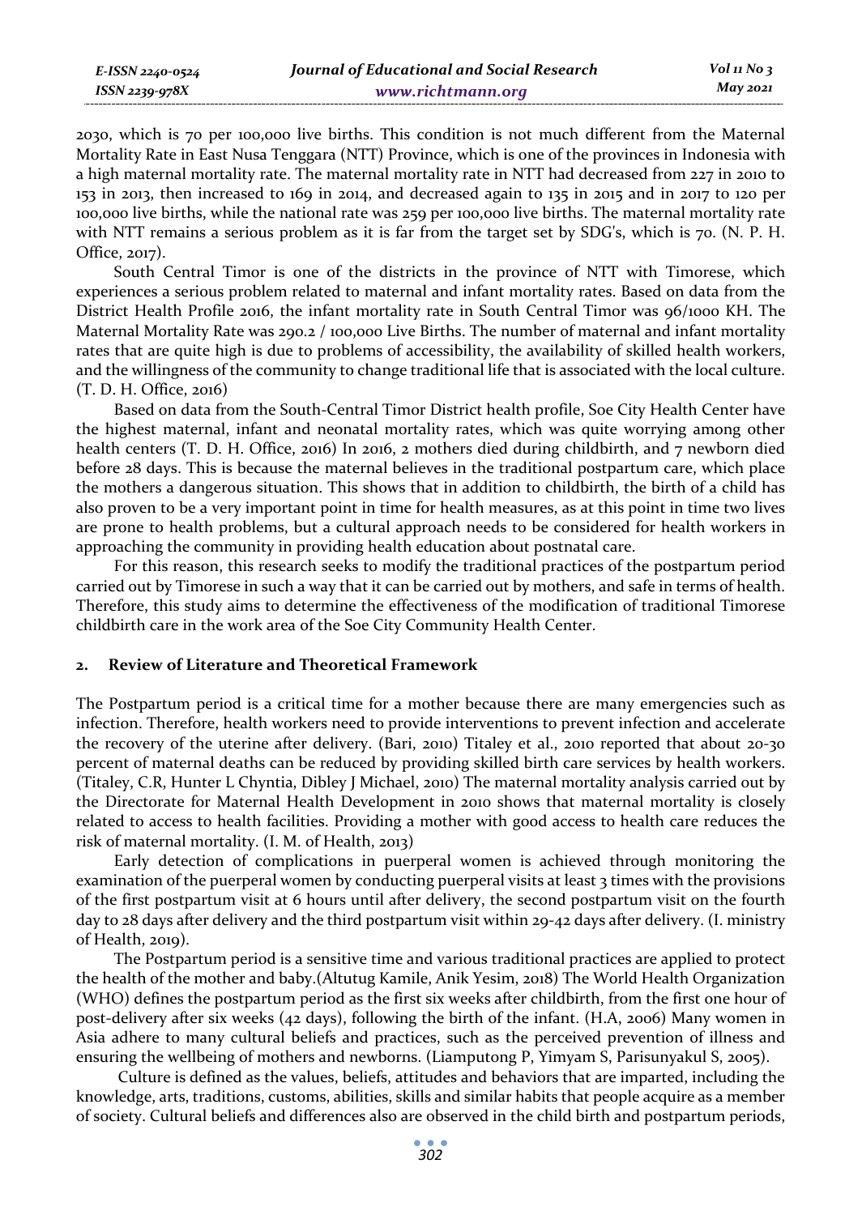2030, which is 70 per 100,000 live births. This condition is not much different from the Maternal Mortality Rate in East Nusa Tenggara (NTT) Province, which is one of the provinces in Indonesia with a high maternal mortality rate. The maternal mortality rate in NTT had decreased from 227 in 2010 to 153 in 2013, then increased to 169 in 2014, and decreased again to 135 in 2015 and in 2017 to 120 per 100,000 live births, while the national rate was 259 per 100,000 live births. The maternal mortality rate with NTT remains a serious problem as it is far from the target set by SDG's, which is 70. (N. P. H. Office, 2017).

South Central Timor is one of the districts in the province of NTT with Timorese, which experiences a serious problem related to maternal and infant mortality rates. Based on data from the District Health Profile 2016, the infant mortality rate in South Central Timor was 96/1000 KH. The Maternal Mortality Rate was 290.2 / 100,000 Live Births. The number of maternal and infant mortality rates that are quite high is due to problems of accessibility, the availability of skilled health workers, and the willingness of the community to change traditional life that is associated with the local culture. (T. D. H. Office, 2016)

Based on data from the South-Central Timor District health profile, Soe City Health Center have the highest maternal, infant and neonatal mortality rates, which was quite worrying among other health centers (T. D. H. Office, 2016) In 2016, 2 mothers died during childbirth, and 7 newborn died before 28 days. This is because the maternal believes in the traditional postpartum care, which place the mothers a dangerous situation. This shows that in addition to childbirth, the birth of a child has also proven to be a very important point in time for health measures, as at this point in time two lives are prone to health problems, but a cultural approach needs to be considered for health workers in approaching the community in providing health education about postnatal care.

For this reason, this research seeks to modify the traditional practices of the postpartum period carried out by Timorese in such a way that it can be carried out by mothers, and safe in terms of health. Therefore, this study aims to determine the effectiveness of the modification of traditional Timorese childbirth care in the work area of the Soe City Community Health Center.

## 2. Review of Literature and Theoretical Framework

The Postpartum period is a critical time for a mother because there are many emergencies such as infection. Therefore, health workers need to provide interventions to prevent infection and accelerate the recovery of the uterine after delivery. (Bari, 2010) Titaley et al., 2010 reported that about 20-30 percent of maternal deaths can be reduced by providing skilled birth care services by health workers. (Titaley, C.R, Hunter L Chyntia, Dibley J Michael, 2010) The maternal mortality analysis carried out by the Directorate for Maternal Health Development in 2010 shows that maternal mortality is closely related to access to health facilities. Providing a mother with good access to health care reduces the risk of maternal mortality. (I. M. of Health, 2013)

Early detection of complications in puerperal women is achieved through monitoring the examination of the puerperal women by conducting puerperal visits at least 3 times with the provisions of the first postpartum visit at 6 hours until after delivery, the second postpartum visit on the fourth day to 28 days after delivery and the third postpartum visit within 29-42 days after delivery. (I. ministry of Health, 2019).

The Postpartum period is a sensitive time and various traditional practices are applied to protect the health of the mother and baby.(Altutug Kamile, Anik Yesim, 2018) The World Health Organization (WHO) defines the postpartum period as the first six weeks after childbirth, from the first one hour of post-delivery after six weeks (42 days), following the birth of the infant. (H.A, 2006) Many women in Asia adhere to many cultural beliefs and practices, such as the perceived prevention of illness and ensuring the wellbeing of mothers and newborns. (Liamputong P, Yimyam S, Parisunyakul S, 2005).

Culture is defined as the values, beliefs, attitudes and behaviors that are imparted, including the knowledge, arts, traditions, customs, abilities, skills and similar habits that people acquire as a member of society. Cultural beliefs and differences also are observed in the child birth and postpartum periods,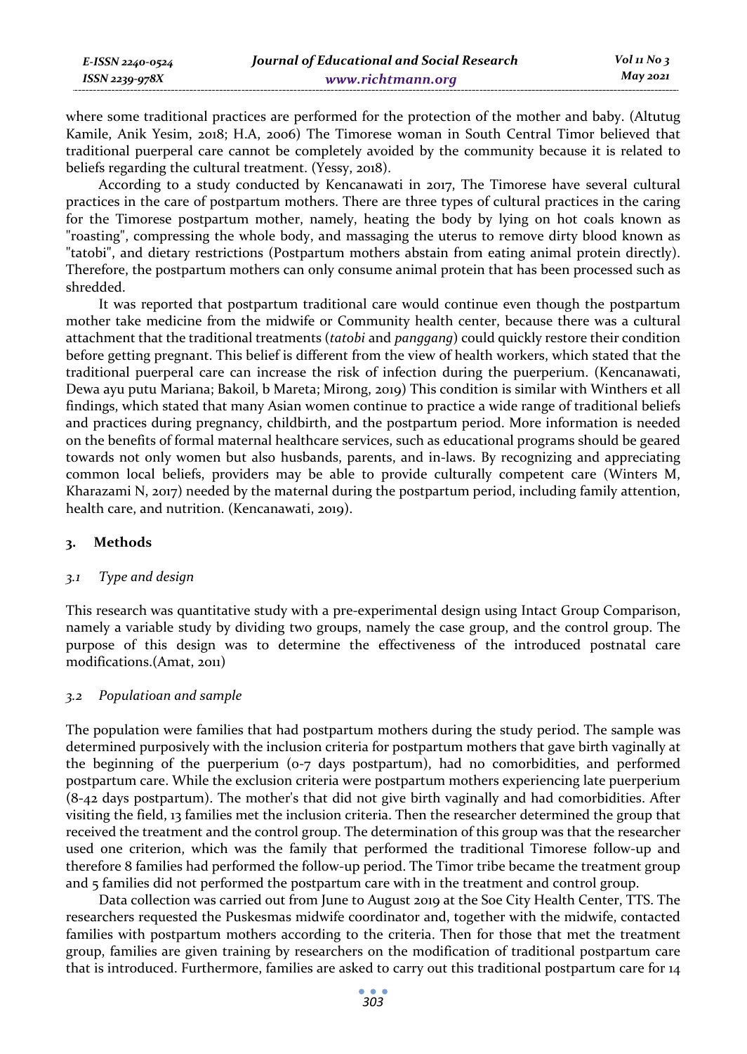where some traditional practices are performed for the protection of the mother and baby. (Altutug Kamile, Anik Yesim, 2018; H.A, 2006) The Timorese woman in South Central Timor believed that traditional puerperal care cannot be completely avoided by the community because it is related to beliefs regarding the cultural treatment. (Yessy, 2018).

According to a study conducted by Kencanawati in 2017, The Timorese have several cultural practices in the care of postpartum mothers. There are three types of cultural practices in the caring for the Timorese postpartum mother, namely, heating the body by lying on hot coals known as "roasting", compressing the whole body, and massaging the uterus to remove dirty blood known as "tatobi", and dietary restrictions (Postpartum mothers abstain from eating animal protein directly). Therefore, the postpartum mothers can only consume animal protein that has been processed such as shredded.

It was reported that postpartum traditional care would continue even though the postpartum mother take medicine from the midwife or Community health center, because there was a cultural attachment that the traditional treatments (*tatobi* and *panggang*) could quickly restore their condition before getting pregnant. This belief is different from the view of health workers, which stated that the traditional puerperal care can increase the risk of infection during the puerperium. (Kencanawati, Dewa ayu putu Mariana; Bakoil, b Mareta; Mirong, 2019) This condition is similar with Winthers et all findings, which stated that many Asian women continue to practice a wide range of traditional beliefs and practices during pregnancy, childbirth, and the postpartum period. More information is needed on the benefits of formal maternal healthcare services, such as educational programs should be geared towards not only women but also husbands, parents, and in-laws. By recognizing and appreciating common local beliefs, providers may be able to provide culturally competent care (Winters M, Kharazami N, 2017) needed by the maternal during the postpartum period, including family attention, health care, and nutrition. (Kencanawati, 2019).

## 3. Methods

### *3.1 Type and design*

This research was quantitative study with a pre-experimental design using Intact Group Comparison, namely a variable study by dividing two groups, namely the case group, and the control group. The purpose of this design was to determine the effectiveness of the introduced postnatal care modifications.(Amat, 2011)

### *3.2 Populatioan and sample*

The population were families that had postpartum mothers during the study period. The sample was determined purposively with the inclusion criteria for postpartum mothers that gave birth vaginally at the beginning of the puerperium (0-7 days postpartum), had no comorbidities, and performed postpartum care. While the exclusion criteria were postpartum mothers experiencing late puerperium (8-42 days postpartum). The mother's that did not give birth vaginally and had comorbidities. After visiting the field, 13 families met the inclusion criteria. Then the researcher determined the group that received the treatment and the control group. The determination of this group was that the researcher used one criterion, which was the family that performed the traditional Timorese follow-up and therefore 8 families had performed the follow-up period. The Timor tribe became the treatment group and 5 families did not performed the postpartum care with in the treatment and control group.

Data collection was carried out from June to August 2019 at the Soe City Health Center, TTS. The researchers requested the Puskesmas midwife coordinator and, together with the midwife, contacted families with postpartum mothers according to the criteria. Then for those that met the treatment group, families are given training by researchers on the modification of traditional postpartum care that is introduced. Furthermore, families are asked to carry out this traditional postpartum care for 14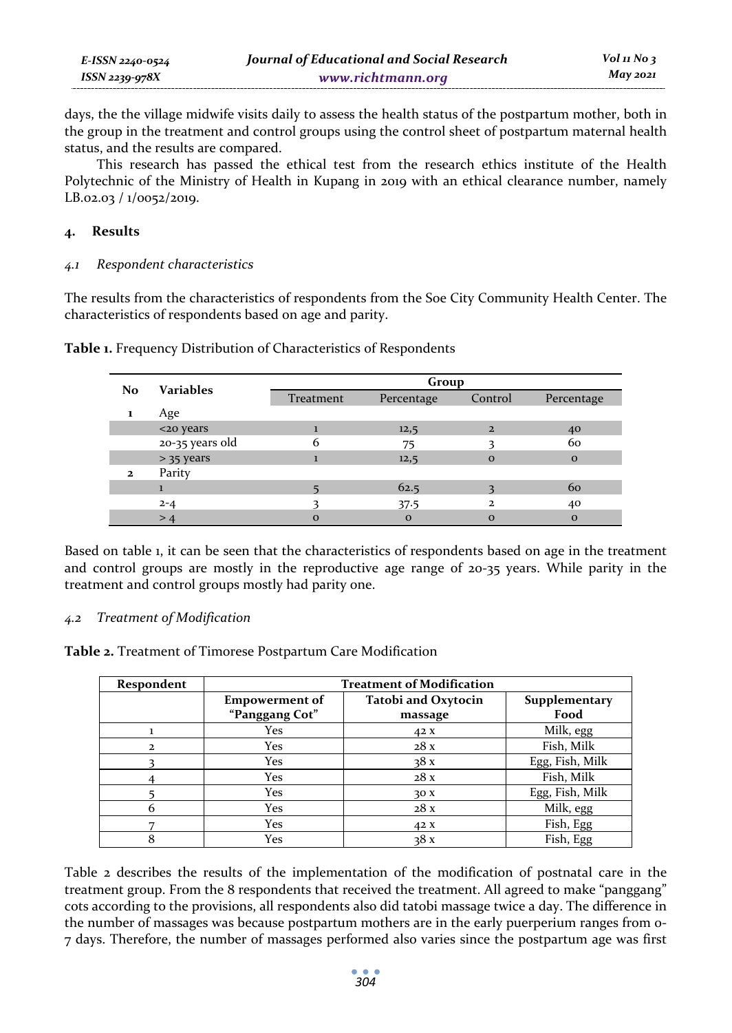days, the the village midwife visits daily to assess the health status of the postpartum mother, both in the group in the treatment and control groups using the control sheet of postpartum maternal health status, and the results are compared.

This research has passed the ethical test from the research ethics institute of the Health Polytechnic of the Ministry of Health in Kupang in 2019 with an ethical clearance number, namely LB.02.03 / 1/0052/2019.

## 4. Results

### *4.1 Respondent characteristics*

The results from the characteristics of respondents from the Soe City Community Health Center. The characteristics of respondents based on age and parity.

**Table 1.** Frequency Distribution of Characteristics of Respondents

| No | Variables | Group | | | |
|---|---|---|---|---|---|
| | | Treatment | Percentage | Control | Percentage |
| 1 | Age | | | | |
| | <20 years | 1 | 12,5 | 2 | 40 |
| | 20-35 years old | 6 | 75 | 3 | 60 |
| | > 35 years | 1 | 12,5 | 0 | 0 |
| 2 | Parity | | | | |
| | 1 | 5 | 62.5 | 3 | 60 |
| | 2-4 | 3 | 37.5 | 2 | 40 |
| | > 4 | 0 | 0 | 0 | 0 |

Based on table 1, it can be seen that the characteristics of respondents based on age in the treatment and control groups are mostly in the reproductive age range of 20-35 years. While parity in the treatment and control groups mostly had parity one.

### *4.2 Treatment of Modification*

**Table 2.** Treatment of Timorese Postpartum Care Modification

| Respondent | Treatment of Modification | | |
|---|---|---|---|
| | **Empowerment of "Panggang Cot"** | **Tatobi and Oxytocin massage** | **Supplementary Food** |
| 1 | Yes | 42 x | Milk, egg |
| 2 | Yes | 28 x | Fish, Milk |
| 3 | Yes | 38 x | Egg, Fish, Milk |
| 4 | Yes | 28 x | Fish, Milk |
| 5 | Yes | 30 x | Egg, Fish, Milk |
| 6 | Yes | 28 x | Milk, egg |
| 7 | Yes | 42 x | Fish, Egg |
| 8 | Yes | 38 x | Fish, Egg |

Table 2 describes the results of the implementation of the modification of postnatal care in the treatment group. From the 8 respondents that received the treatment. All agreed to make "panggang" cots according to the provisions, all respondents also did tatobi massage twice a day. The difference in the number of massages was because postpartum mothers are in the early puerperium ranges from 0-7 days. Therefore, the number of massages performed also varies since the postpartum age was first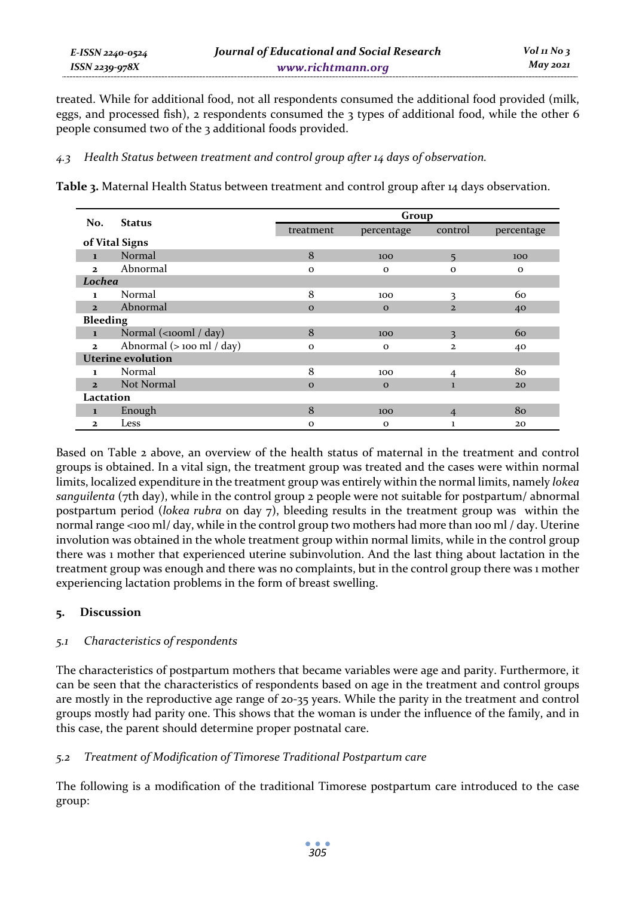treated. While for additional food, not all respondents consumed the additional food provided (milk, eggs, and processed fish), 2 respondents consumed the 3 types of additional food, while the other 6 people consumed two of the 3 additional foods provided.

### *4.3 Health Status between treatment and control group after 14 days of observation.*

**Table 3.** Maternal Health Status between treatment and control group after 14 days observation.

| No. | Status | Group | | | |
|---|---|---|---|---|---|
| | | treatment | percentage | control | percentage |
| **of Vital Signs** | | | | | |
| 1 | Normal | 8 | 100 | 5 | 100 |
| 2 | Abnormal | 0 | 0 | 0 | 0 |
| ***Lochea*** | | | | | |
| 1 | Normal | 8 | 100 | 3 | 60 |
| 2 | Abnormal | 0 | 0 | 2 | 40 |
| **Bleeding** | | | | | |
| 1 | Normal (<100ml / day) | 8 | 100 | 3 | 60 |
| 2 | Abnormal (> 100 ml / day) | 0 | 0 | 2 | 40 |
| **Uterine evolution** | | | | | |
| 1 | Normal | 8 | 100 | 4 | 80 |
| 2 | Not Normal | 0 | 0 | 1 | 20 |
| **Lactation** | | | | | |
| 1 | Enough | 8 | 100 | 4 | 80 |
| 2 | Less | 0 | 0 | 1 | 20 |

Based on Table 2 above, an overview of the health status of maternal in the treatment and control groups is obtained. In a vital sign, the treatment group was treated and the cases were within normal limits, localized expenditure in the treatment group was entirely within the normal limits, namely *lokea sanguilenta* (7th day), while in the control group 2 people were not suitable for postpartum/ abnormal postpartum period (*lokea rubra* on day 7), bleeding results in the treatment group was within the normal range <100 ml/ day, while in the control group two mothers had more than 100 ml / day. Uterine involution was obtained in the whole treatment group within normal limits, while in the control group there was 1 mother that experienced uterine subinvolution. And the last thing about lactation in the treatment group was enough and there was no complaints, but in the control group there was 1 mother experiencing lactation problems in the form of breast swelling.

## 5. Discussion

### *5.1 Characteristics of respondents*

The characteristics of postpartum mothers that became variables were age and parity. Furthermore, it can be seen that the characteristics of respondents based on age in the treatment and control groups are mostly in the reproductive age range of 20-35 years. While the parity in the treatment and control groups mostly had parity one. This shows that the woman is under the influence of the family, and in this case, the parent should determine proper postnatal care.

### *5.2 Treatment of Modification of Timorese Traditional Postpartum care*

The following is a modification of the traditional Timorese postpartum care introduced to the case group: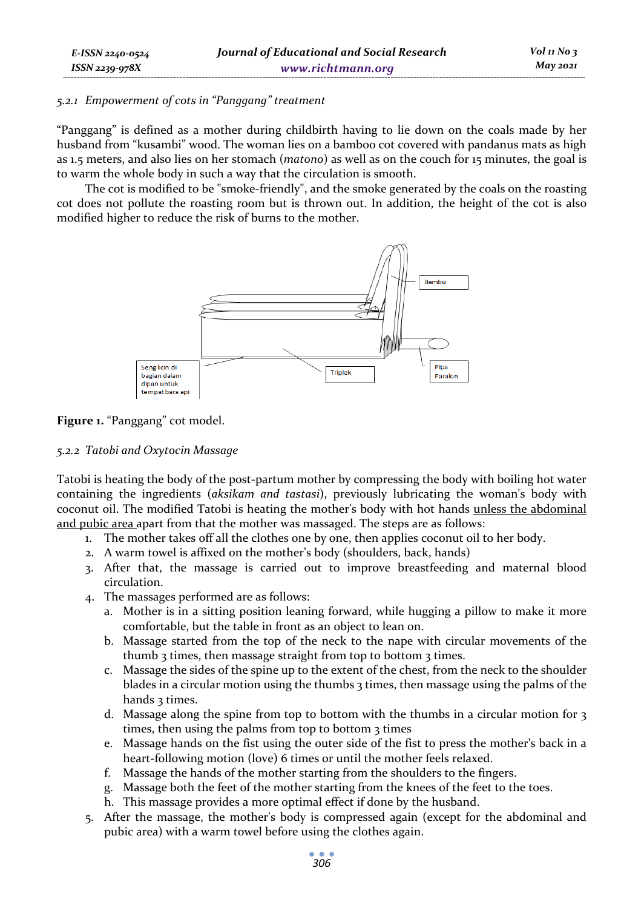*5.2.1 Empowerment of cots in "Panggang" treatment*

"Panggang" is defined as a mother during childbirth having to lie down on the coals made by her husband from "kusambi" wood. The woman lies on a bamboo cot covered with pandanus mats as high as 1.5 meters, and also lies on her stomach (*matono*) as well as on the couch for 15 minutes, the goal is to warm the whole body in such a way that the circulation is smooth.

The cot is modified to be "smoke-friendly", and the smoke generated by the coals on the roasting cot does not pollute the roasting room but is thrown out. In addition, the height of the cot is also modified higher to reduce the risk of burns to the mother.

**Figure 1.** "Panggang" cot model.

*5.2.2 Tatobi and Oxytocin Massage*

Tatobi is heating the body of the post-partum mother by compressing the body with boiling hot water containing the ingredients (*aksikam and tastasi*), previously lubricating the woman's body with coconut oil. The modified Tatobi is heating the mother's body with hot hands <u>unless the abdominal and pubic area</u> apart from that the mother was massaged. The steps are as follows:

1. The mother takes off all the clothes one by one, then applies coconut oil to her body.
2. A warm towel is affixed on the mother's body (shoulders, back, hands)
3. After that, the massage is carried out to improve breastfeeding and maternal blood circulation.
4. The massages performed are as follows:
   a. Mother is in a sitting position leaning forward, while hugging a pillow to make it more comfortable, but the table in front as an object to lean on.
   b. Massage started from the top of the neck to the nape with circular movements of the thumb 3 times, then massage straight from top to bottom 3 times.
   c. Massage the sides of the spine up to the extent of the chest, from the neck to the shoulder blades in a circular motion using the thumbs 3 times, then massage using the palms of the hands 3 times.
   d. Massage along the spine from top to bottom with the thumbs in a circular motion for 3 times, then using the palms from top to bottom 3 times
   e. Massage hands on the fist using the outer side of the fist to press the mother's back in a heart-following motion (love) 6 times or until the mother feels relaxed.
   f. Massage the hands of the mother starting from the shoulders to the fingers.
   g. Massage both the feet of the mother starting from the knees of the feet to the toes.
   h. This massage provides a more optimal effect if done by the husband.
5. After the massage, the mother's body is compressed again (except for the abdominal and pubic area) with a warm towel before using the clothes again.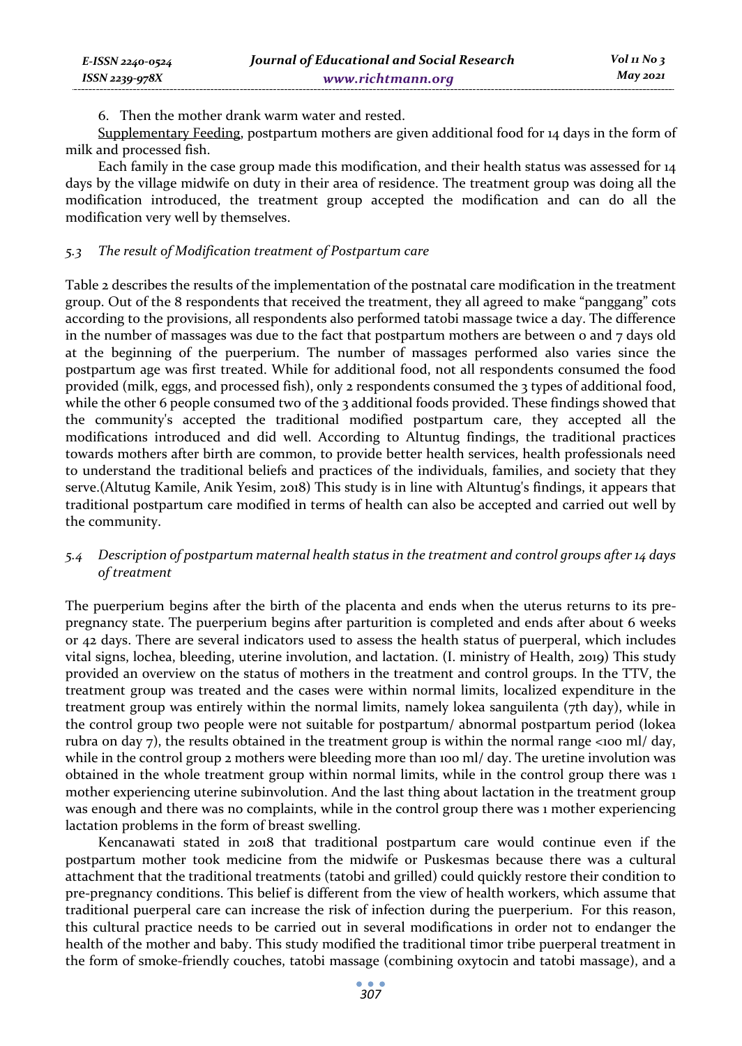6. Then the mother drank warm water and rested.

Supplementary Feeding, postpartum mothers are given additional food for 14 days in the form of milk and processed fish.

Each family in the case group made this modification, and their health status was assessed for 14 days by the village midwife on duty in their area of residence. The treatment group was doing all the modification introduced, the treatment group accepted the modification and can do all the modification very well by themselves.

### *5.3 The result of Modification treatment of Postpartum care*

Table 2 describes the results of the implementation of the postnatal care modification in the treatment group. Out of the 8 respondents that received the treatment, they all agreed to make "panggang" cots according to the provisions, all respondents also performed tatobi massage twice a day. The difference in the number of massages was due to the fact that postpartum mothers are between 0 and 7 days old at the beginning of the puerperium. The number of massages performed also varies since the postpartum age was first treated. While for additional food, not all respondents consumed the food provided (milk, eggs, and processed fish), only 2 respondents consumed the 3 types of additional food, while the other 6 people consumed two of the 3 additional foods provided. These findings showed that the community's accepted the traditional modified postpartum care, they accepted all the modifications introduced and did well. According to Altuntug findings, the traditional practices towards mothers after birth are common, to provide better health services, health professionals need to understand the traditional beliefs and practices of the individuals, families, and society that they serve.(Altutug Kamile, Anik Yesim, 2018) This study is in line with Altuntug's findings, it appears that traditional postpartum care modified in terms of health can also be accepted and carried out well by the community.

### *5.4 Description of postpartum maternal health status in the treatment and control groups after 14 days of treatment*

The puerperium begins after the birth of the placenta and ends when the uterus returns to its pre-pregnancy state. The puerperium begins after parturition is completed and ends after about 6 weeks or 42 days. There are several indicators used to assess the health status of puerperal, which includes vital signs, lochea, bleeding, uterine involution, and lactation. (I. ministry of Health, 2019) This study provided an overview on the status of mothers in the treatment and control groups. In the TTV, the treatment group was treated and the cases were within normal limits, localized expenditure in the treatment group was entirely within the normal limits, namely lokea sanguilenta (7th day), while in the control group two people were not suitable for postpartum/ abnormal postpartum period (lokea rubra on day 7), the results obtained in the treatment group is within the normal range <100 ml/ day, while in the control group 2 mothers were bleeding more than 100 ml/ day. The uretine involution was obtained in the whole treatment group within normal limits, while in the control group there was 1 mother experiencing uterine subinvolution. And the last thing about lactation in the treatment group was enough and there was no complaints, while in the control group there was 1 mother experiencing lactation problems in the form of breast swelling.

Kencanawati stated in 2018 that traditional postpartum care would continue even if the postpartum mother took medicine from the midwife or Puskesmas because there was a cultural attachment that the traditional treatments (tatobi and grilled) could quickly restore their condition to pre-pregnancy conditions. This belief is different from the view of health workers, which assume that traditional puerperal care can increase the risk of infection during the puerperium. For this reason, this cultural practice needs to be carried out in several modifications in order not to endanger the health of the mother and baby. This study modified the traditional timor tribe puerperal treatment in the form of smoke-friendly couches, tatobi massage (combining oxytocin and tatobi massage), and a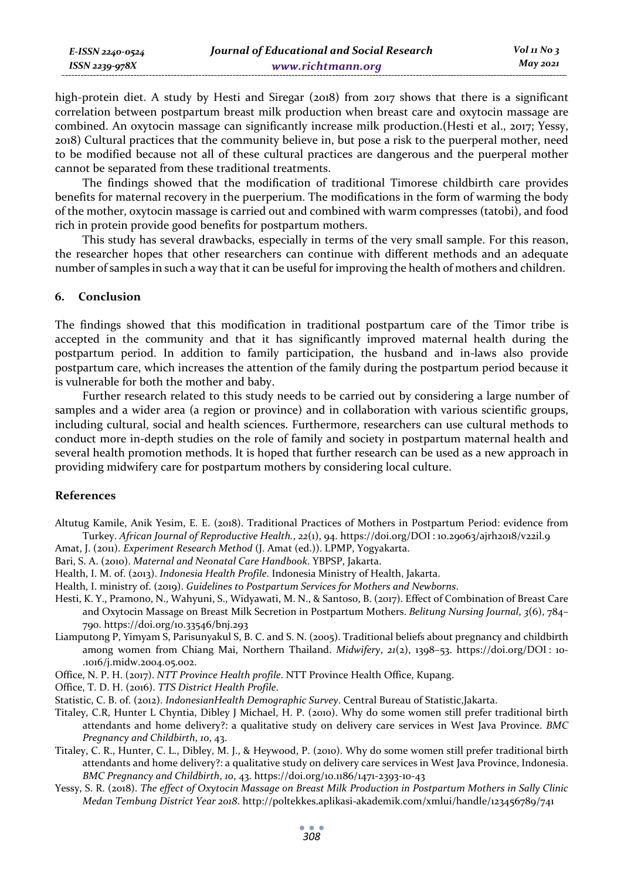high-protein diet. A study by Hesti and Siregar (2018) from 2017 shows that there is a significant correlation between postpartum breast milk production when breast care and oxytocin massage are combined. An oxytocin massage can significantly increase milk production.(Hesti et al., 2017; Yessy, 2018) Cultural practices that the community believe in, but pose a risk to the puerperal mother, need to be modified because not all of these cultural practices are dangerous and the puerperal mother cannot be separated from these traditional treatments.

The findings showed that the modification of traditional Timorese childbirth care provides benefits for maternal recovery in the puerperium. The modifications in the form of warming the body of the mother, oxytocin massage is carried out and combined with warm compresses (tatobi), and food rich in protein provide good benefits for postpartum mothers.

This study has several drawbacks, especially in terms of the very small sample. For this reason, the researcher hopes that other researchers can continue with different methods and an adequate number of samples in such a way that it can be useful for improving the health of mothers and children.

## 6. Conclusion

The findings showed that this modification in traditional postpartum care of the Timor tribe is accepted in the community and that it has significantly improved maternal health during the postpartum period. In addition to family participation, the husband and in-laws also provide postpartum care, which increases the attention of the family during the postpartum period because it is vulnerable for both the mother and baby.

Further research related to this study needs to be carried out by considering a large number of samples and a wider area (a region or province) and in collaboration with various scientific groups, including cultural, social and health sciences. Furthermore, researchers can use cultural methods to conduct more in-depth studies on the role of family and society in postpartum maternal health and several health promotion methods. It is hoped that further research can be used as a new approach in providing midwifery care for postpartum mothers by considering local culture.

## References

Altutug Kamile, Anik Yesim, E. E. (2018). Traditional Practices of Mothers in Postpartum Period: evidence from Turkey. *African Journal of Reproductive Health.*, *22*(1), 94. https://doi.org/DOI : 10.29063/ajrh2018/v22il.9

Amat, J. (2011). *Experiment Research Method* (J. Amat (ed.)). LPMP, Yogyakarta.

Bari, S. A. (2010). *Maternal and Neonatal Care Handbook*. YBPSP, Jakarta.

Health, I. M. of. (2013). *Indonesia Health Profile*. Indonesia Ministry of Health, Jakarta.

Health, I. ministry of. (2019). *Guidelines to Postpartum Services for Mothers and Newborns*.

Hesti, K. Y., Pramono, N., Wahyuni, S., Widyawati, M. N., & Santoso, B. (2017). Effect of Combination of Breast Care and Oxytocin Massage on Breast Milk Secretion in Postpartum Mothers. *Belitung Nursing Journal*, *3*(6), 784–790. https://doi.org/10.33546/bnj.293

Liamputong P, Yimyam S, Parisunyakul S, B. C. and S. N. (2005). Traditional beliefs about pregnancy and childbirth among women from Chiang Mai, Northern Thailand. *Midwifery*, *21*(2), 1398–53. https://doi.org/DOI : 10-.1016/j.midw.2004.05.002.

Office, N. P. H. (2017). *NTT Province Health profile*. NTT Province Health Office, Kupang.

Office, T. D. H. (2016). *TTS District Health Profile*.

Statistic, C. B. of. (2012). *IndonesianHealth Demographic Survey*. Central Bureau of Statistic,Jakarta.

Titaley, C.R, Hunter L Chyntia, Dibley J Michael, H. P. (2010). Why do some women still prefer traditional birth attendants and home delivery?: a qualitative study on delivery care services in West Java Province. *BMC Pregnancy and Childbirth*, *10*, 43.

Titaley, C. R., Hunter, C. L., Dibley, M. J., & Heywood, P. (2010). Why do some women still prefer traditional birth attendants and home delivery?: a qualitative study on delivery care services in West Java Province, Indonesia. *BMC Pregnancy and Childbirth*, *10*, 43. https://doi.org/10.1186/1471-2393-10-43

Yessy, S. R. (2018). *The effect of Oxytocin Massage on Breast Milk Production in Postpartum Mothers in Sally Clinic Medan Tembung District Year 2018*. http://poltekkes.aplikasi-akademik.com/xmlui/handle/123456789/741